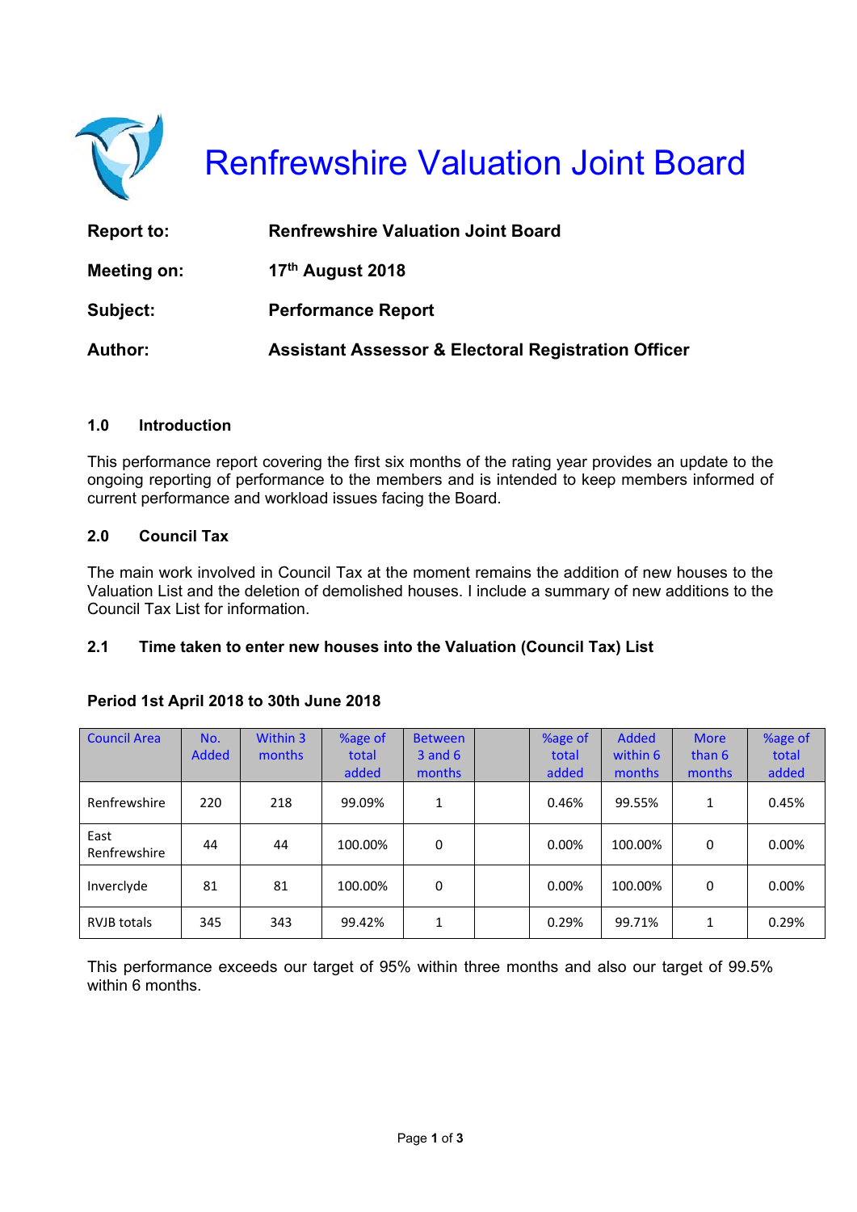# Renfrewshire Valuation Joint Board

**Report to:** Renfrewshire Valuation Joint Board

**Meeting on:** 17th August 2018

**Subject:** Performance Report

**Author:** Assistant Assessor & Electoral Registration Officer

## 1.0 Introduction

This performance report covering the first six months of the rating year provides an update to the ongoing reporting of performance to the members and is intended to keep members informed of current performance and workload issues facing the Board.

## 2.0 Council Tax

The main work involved in Council Tax at the moment remains the addition of new houses to the Valuation List and the deletion of demolished houses. I include a summary of new additions to the Council Tax List for information.

### 2.1 Time taken to enter new houses into the Valuation (Council Tax) List

**Period 1st April 2018 to 30th June 2018**

| Council Area | No. Added | Within 3 months | %age of total added | Between 3 and 6 months | | %age of total added | Added within 6 months | More than 6 months | %age of total added |
|---|---|---|---|---|---|---|---|---|---|
| Renfrewshire | 220 | 218 | 99.09% | 1 | | 0.46% | 99.55% | 1 | 0.45% |
| East Renfrewshire | 44 | 44 | 100.00% | 0 | | 0.00% | 100.00% | 0 | 0.00% |
| Inverclyde | 81 | 81 | 100.00% | 0 | | 0.00% | 100.00% | 0 | 0.00% |
| RVJB totals | 345 | 343 | 99.42% | 1 | | 0.29% | 99.71% | 1 | 0.29% |

This performance exceeds our target of 95% within three months and also our target of 99.5% within 6 months.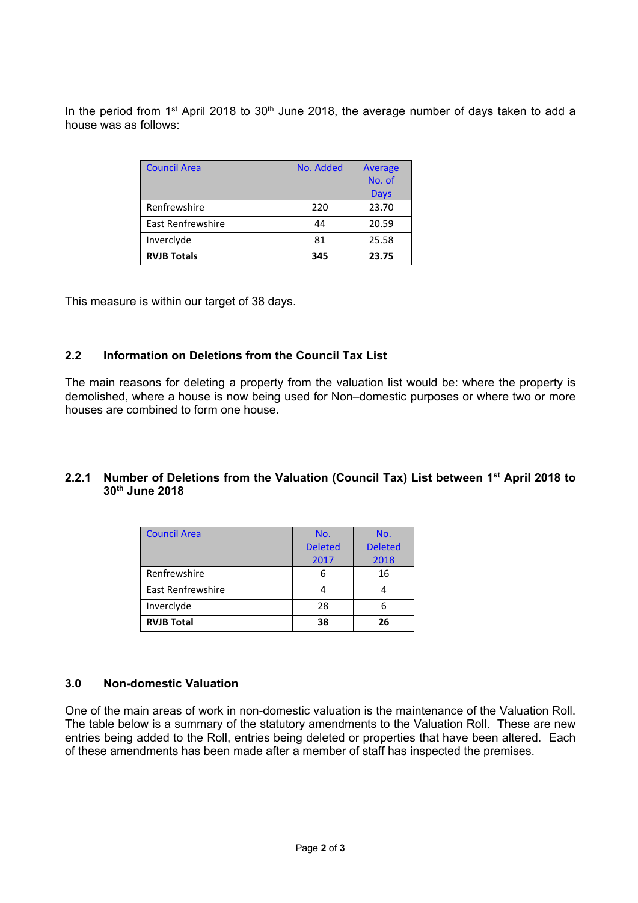In the period from 1st April 2018 to 30th June 2018, the average number of days taken to add a house was as follows:

| Council Area | No. Added | Average No. of Days |
|---|---|---|
| Renfrewshire | 220 | 23.70 |
| East Renfrewshire | 44 | 20.59 |
| Inverclyde | 81 | 25.58 |
| **RVJB Totals** | **345** | **23.75** |

This measure is within our target of 38 days.

## 2.2 Information on Deletions from the Council Tax List

The main reasons for deleting a property from the valuation list would be: where the property is demolished, where a house is now being used for Non–domestic purposes or where two or more houses are combined to form one house.

### 2.2.1 Number of Deletions from the Valuation (Council Tax) List between 1st April 2018 to 30th June 2018

| Council Area | No. Deleted 2017 | No. Deleted 2018 |
|---|---|---|
| Renfrewshire | 6 | 16 |
| East Renfrewshire | 4 | 4 |
| Inverclyde | 28 | 6 |
| **RVJB Total** | **38** | **26** |

## 3.0 Non-domestic Valuation

One of the main areas of work in non-domestic valuation is the maintenance of the Valuation Roll. The table below is a summary of the statutory amendments to the Valuation Roll. These are new entries being added to the Roll, entries being deleted or properties that have been altered. Each of these amendments has been made after a member of staff has inspected the premises.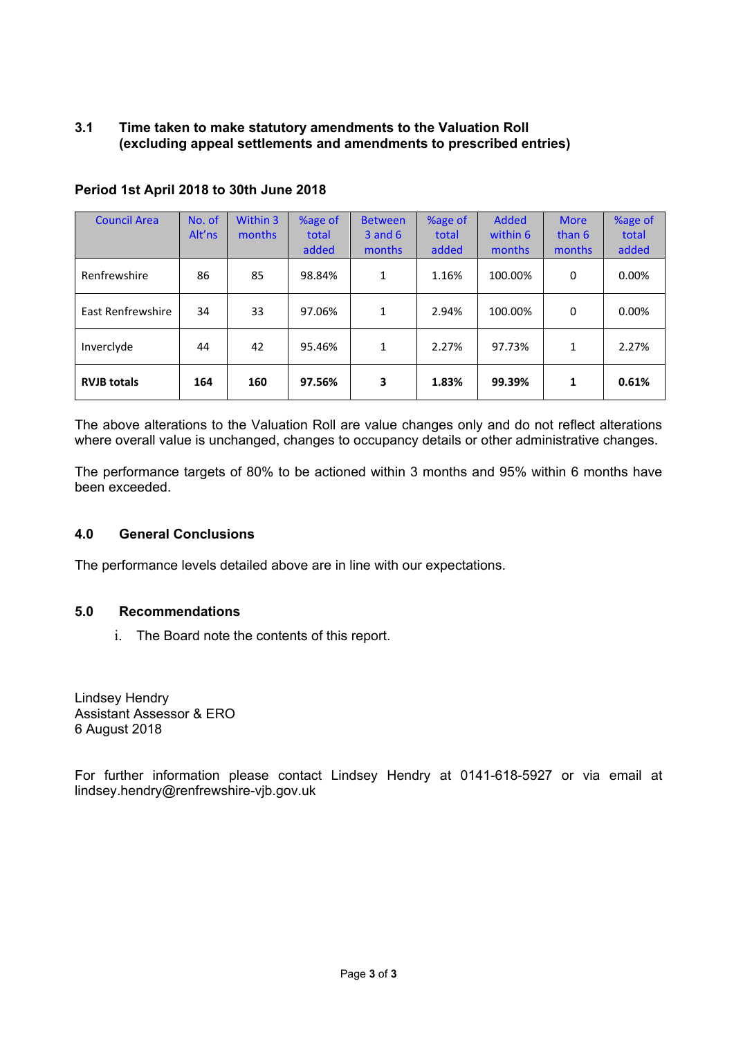### 3.1 Time taken to make statutory amendments to the Valuation Roll (excluding appeal settlements and amendments to prescribed entries)

**Period 1st April 2018 to 30th June 2018**

| Council Area | No. of Alt'ns | Within 3 months | %age of total added | Between 3 and 6 months | %age of total added | Added within 6 months | More than 6 months | %age of total added |
|---|---|---|---|---|---|---|---|---|
| Renfrewshire | 86 | 85 | 98.84% | 1 | 1.16% | 100.00% | 0 | 0.00% |
| East Renfrewshire | 34 | 33 | 97.06% | 1 | 2.94% | 100.00% | 0 | 0.00% |
| Inverclyde | 44 | 42 | 95.46% | 1 | 2.27% | 97.73% | 1 | 2.27% |
| **RVJB totals** | **164** | **160** | **97.56%** | **3** | **1.83%** | **99.39%** | **1** | **0.61%** |

The above alterations to the Valuation Roll are value changes only and do not reflect alterations where overall value is unchanged, changes to occupancy details or other administrative changes.

The performance targets of 80% to be actioned within 3 months and 95% within 6 months have been exceeded.

## 4.0 General Conclusions

The performance levels detailed above are in line with our expectations.

## 5.0 Recommendations

i. The Board note the contents of this report.

Lindsey Hendry
Assistant Assessor & ERO
6 August 2018

For further information please contact Lindsey Hendry at 0141-618-5927 or via email at lindsey.hendry@renfrewshire-vjb.gov.uk